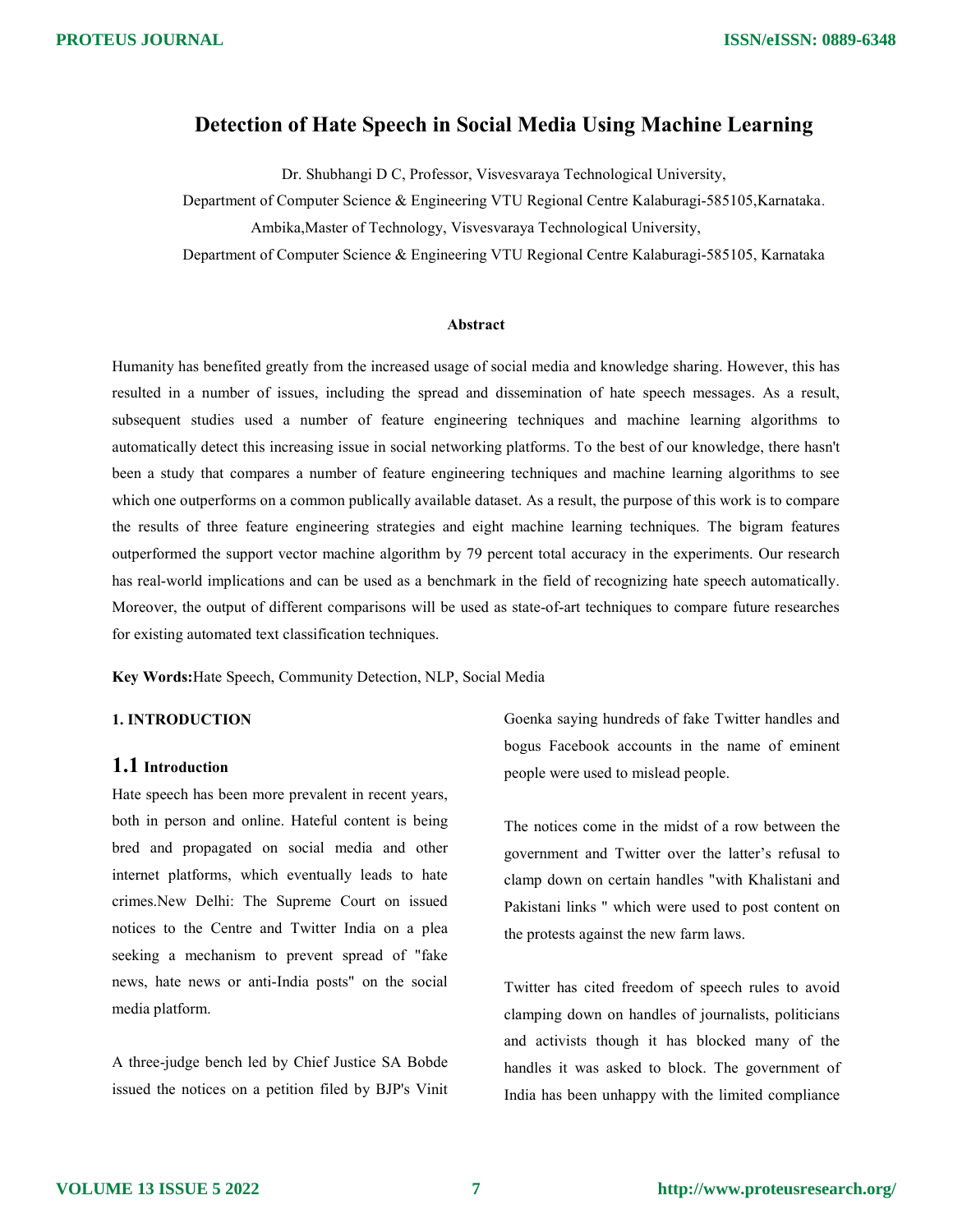# Detection of Hate Speech in Social Media Using Machine Learning

Dr. Shubhangi D C, Professor, Visvesvaraya Technological University,

Department of Computer Science & Engineering VTU Regional Centre Kalaburagi-585105,Karnataka.

Ambika,Master of Technology, Visvesvaraya Technological University,

Department of Computer Science & Engineering VTU Regional Centre Kalaburagi-585105, Karnataka

### Abstract

Humanity has benefited greatly from the increased usage of social media and knowledge sharing. However, this has resulted in a number of issues, including the spread and dissemination of hate speech messages. As a result, subsequent studies used a number of feature engineering techniques and machine learning algorithms to automatically detect this increasing issue in social networking platforms. To the best of our knowledge, there hasn't been a study that compares a number of feature engineering techniques and machine learning algorithms to see which one outperforms on a common publically available dataset. As a result, the purpose of this work is to compare the results of three feature engineering strategies and eight machine learning techniques. The bigram features outperformed the support vector machine algorithm by 79 percent total accuracy in the experiments. Our research has real-world implications and can be used as a benchmark in the field of recognizing hate speech automatically. Moreover, the output of different comparisons will be used as state-of-art techniques to compare future researches for existing automated text classification techniques.

**Key Words:**Hate Speech, Community Detection, NLP, Social Media

## 1. INTRODUCTION

### 1.1 Introduction

Hate speech has been more prevalent in recent years, both in person and online. Hateful content is being bred and propagated on social media and other internet platforms, which eventually leads to hate crimes.New Delhi: The Supreme Court on issued notices to the Centre and Twitter India on a plea seeking a mechanism to prevent spread of "fake news, hate news or anti-India posts" on the social media platform.

A three-judge bench led by Chief Justice SA Bobde issued the notices on a petition filed by BJP's Vinit Goenka saying hundreds of fake Twitter handles and bogus Facebook accounts in the name of eminent people were used to mislead people.

The notices come in the midst of a row between the government and Twitter over the latter's refusal to clamp down on certain handles "with Khalistani and Pakistani links " which were used to post content on the protests against the new farm laws.

Twitter has cited freedom of speech rules to avoid clamping down on handles of journalists, politicians and activists though it has blocked many of the handles it was asked to block. The government of India has been unhappy with the limited compliance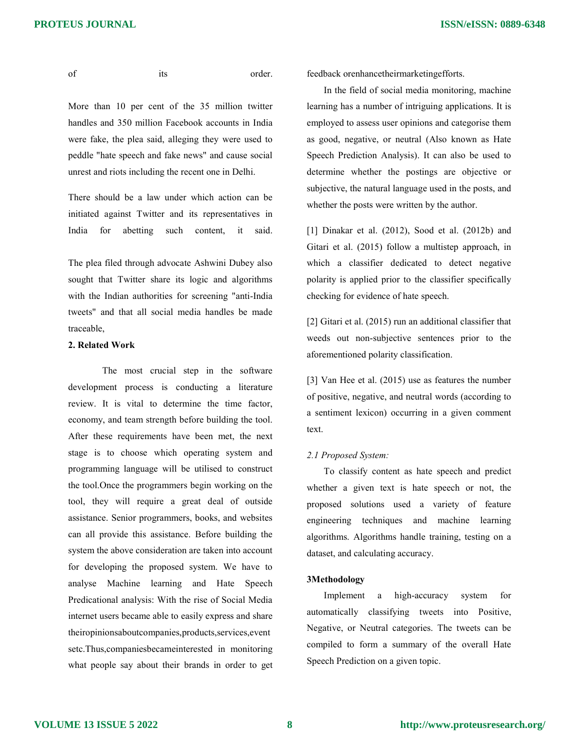of its order.

More than 10 per cent of the 35 million twitter handles and 350 million Facebook accounts in India were fake, the plea said, alleging they were used to peddle "hate speech and fake news" and cause social unrest and riots including the recent one in Delhi.

There should be a law under which action can be initiated against Twitter and its representatives in India for abetting such content, it said.

The plea filed through advocate Ashwini Dubey also sought that Twitter share its logic and algorithms with the Indian authorities for screening "anti-India tweets" and that all social media handles be made traceable,

**2. Related Work**

The most crucial step in the software development process is conducting a literature review. It is vital to determine the time factor, economy, and team strength before building the tool. After these requirements have been met, the next stage is to choose which operating system and programming language will be utilised to construct the tool.Once the programmers begin working on the tool, they will require a great deal of outside assistance. Senior programmers, books, and websites can all provide this assistance. Before building the system the above consideration are taken into account for developing the proposed system. We have to analyse Machine learning and Hate Speech Predicational analysis: With the rise of Social Media internet users became able to easily express and share theiropinionsaboutcompanies,products,services,event setc.Thus,companiesbecameinterested in monitoring what people say about their brands in order to get feedback orenhancetheirmarketingefforts.

In the field of social media monitoring, machine learning has a number of intriguing applications. It is employed to assess user opinions and categorise them as good, negative, or neutral (Also known as Hate Speech Prediction Analysis). It can also be used to determine whether the postings are objective or subjective, the natural language used in the posts, and whether the posts were written by the author.

[1] Dinakar et al. (2012), Sood et al. (2012b) and Gitari et al. (2015) follow a multistep approach, in which a classifier dedicated to detect negative polarity is applied prior to the classifier specifically checking for evidence of hate speech.

[2] Gitari et al. (2015) run an additional classifier that weeds out non-subjective sentences prior to the aforementioned polarity classification.

[3] Van Hee et al. (2015) use as features the number of positive, negative, and neutral words (according to a sentiment lexicon) occurring in a given comment text.

*2.1 Proposed System:*

To classify content as hate speech and predict whether a given text is hate speech or not, the proposed solutions used a variety of feature engineering techniques and machine learning algorithms. Algorithms handle training, testing on a dataset, and calculating accuracy.

**3Methodology**

Implement a high-accuracy system for automatically classifying tweets into Positive, Negative, or Neutral categories. The tweets can be compiled to form a summary of the overall Hate Speech Prediction on a given topic.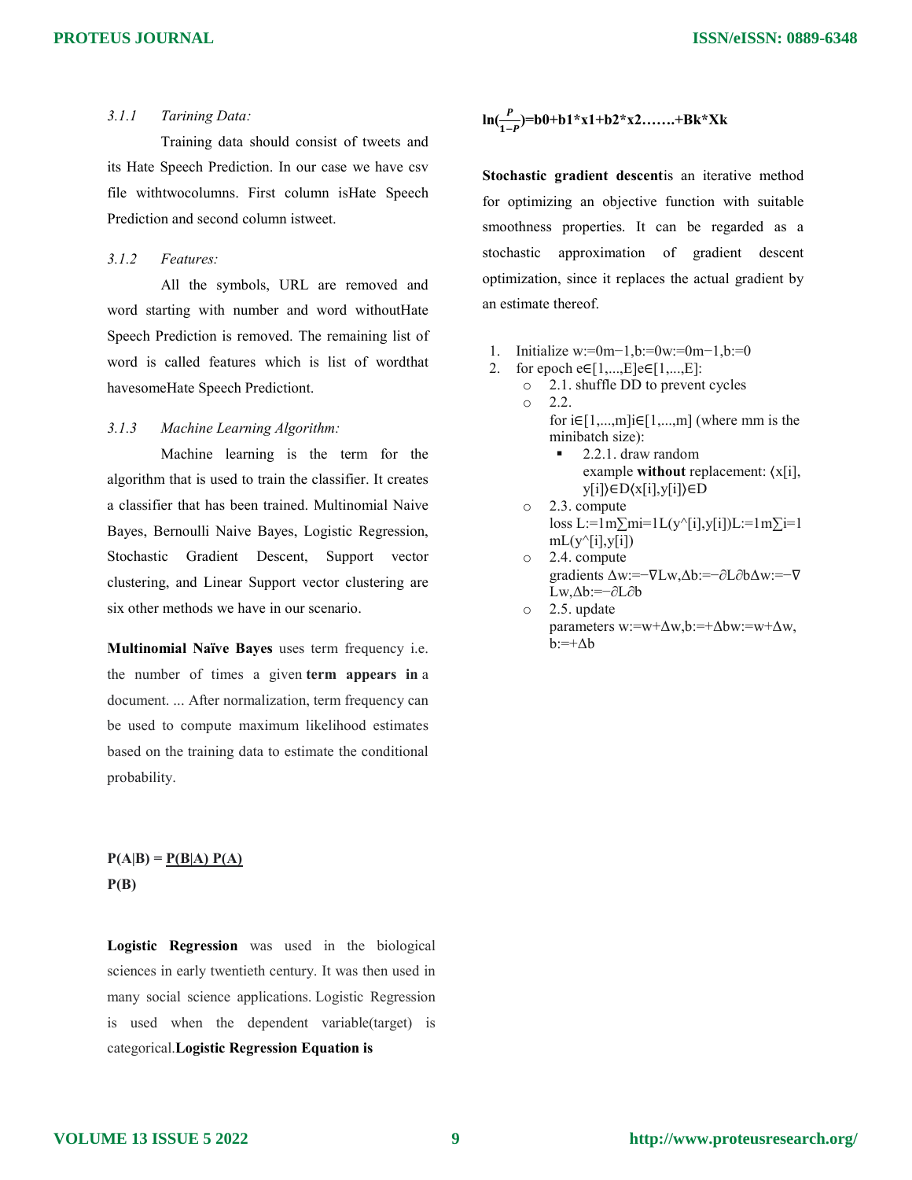### 3.1.1 Tarining Data:

Training data should consist of tweets and its Hate Speech Prediction. In our case we have csv file withtwocolumns. First column isHate Speech Prediction and second column istweet.

### 3.1.2 Features:

All the symbols, URL are removed and word starting with number and word withoutHate Speech Prediction is removed. The remaining list of word is called features which is list of wordthat havesomeHate Speech Predictiont.

### 3.1.3 Machine Learning Algorithm:

Machine learning is the term for the algorithm that is used to train the classifier. It creates a classifier that has been trained. Multinomial Naive Bayes, Bernoulli Naive Bayes, Logistic Regression, Stochastic Gradient Descent, Support vector clustering, and Linear Support vector clustering are six other methods we have in our scenario.

**Multinomial Naïve Bayes** uses term frequency i.e. the number of times a given **term appears in** a document. ... After normalization, term frequency can be used to compute maximum likelihood estimates based on the training data to estimate the conditional probability.

$$P(A|B) = \frac{P(B|A)\,P(A)}{P(B)}$$

**Logistic Regression** was used in the biological sciences in early twentieth century. It was then used in many social science applications. Logistic Regression is used when the dependent variable(target) is categorical.**Logistic Regression Equation is**

$$\ln\left(\frac{P}{1-P}\right)=b0+b1*x1+b2*x2\ldots\ldots+Bk*Xk$$

**Stochastic gradient descent**is an iterative method for optimizing an objective function with suitable smoothness properties. It can be regarded as a stochastic approximation of gradient descent optimization, since it replaces the actual gradient by an estimate thereof.

1. Initialize w:=0m−1,b:=0w:=0m−1,b:=0
2. for epoch e∈[1,...,E]e∈[1,...,E]:
   - 2.1. shuffle DD to prevent cycles
   - 2.2. for i∈[1,...,m]i∈[1,...,m] (where mm is the minibatch size):
     - 2.2.1. draw random example **without** replacement: ⟨x[i], y[i]⟩∈D⟨x[i],y[i]⟩∈D
   - 2.3. compute loss L:=1m∑mi=1L(y^[i],y[i])L:=1m∑i=1 mL(y^[i],y[i])
   - 2.4. compute gradients Δw:=−∇Lw,Δb:=−∂L∂bΔw:=−∇ Lw,Δb:=−∂L∂b
   - 2.5. update parameters w:=w+Δw,b:=+Δbw:=w+Δw, b:=+Δb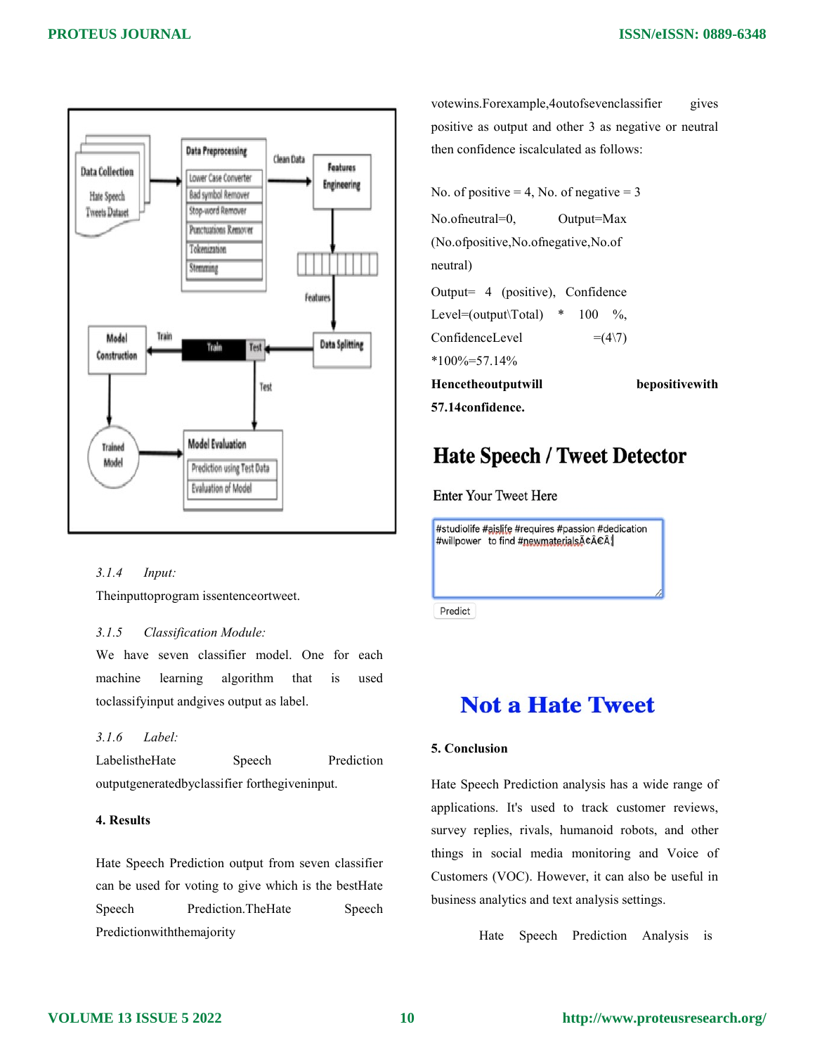### 3.1.4 Input:

Theinputtoprogram issentenceortweet.

### 3.1.5 Classification Module:

We have seven classifier model. One for each machine learning algorithm that is used toclassifyinput andgives output as label.

### 3.1.6 Label:

LabelistheHate Speech Prediction outputgeneratedbyclassifier forthegiveninput.

## 4. Results

Hate Speech Prediction output from seven classifier can be used for voting to give which is the bestHate Speech Prediction.TheHate Speech Predictionwiththemajority votewins.Forexample,4outofsevenclassifier gives positive as output and other 3 as negative or neutral then confidence iscalculated as follows:

No. of positive = 4, No. of negative = 3

No.ofneutral=0, Output=Max (No.ofpositive,No.ofnegative,No.of neutral)

Output= 4 (positive), Confidence Level=(output\Total) * 100 %, ConfidenceLevel =(4\7) *100%=57.14%

**Hencetheoutputwill bepositivewith 57.14confidence.**

## 5. Conclusion

Hate Speech Prediction analysis has a wide range of applications. It's used to track customer reviews, survey replies, rivals, humanoid robots, and other things in social media monitoring and Voice of Customers (VOC). However, it can also be useful in business analytics and text analysis settings.

Hate Speech Prediction Analysis is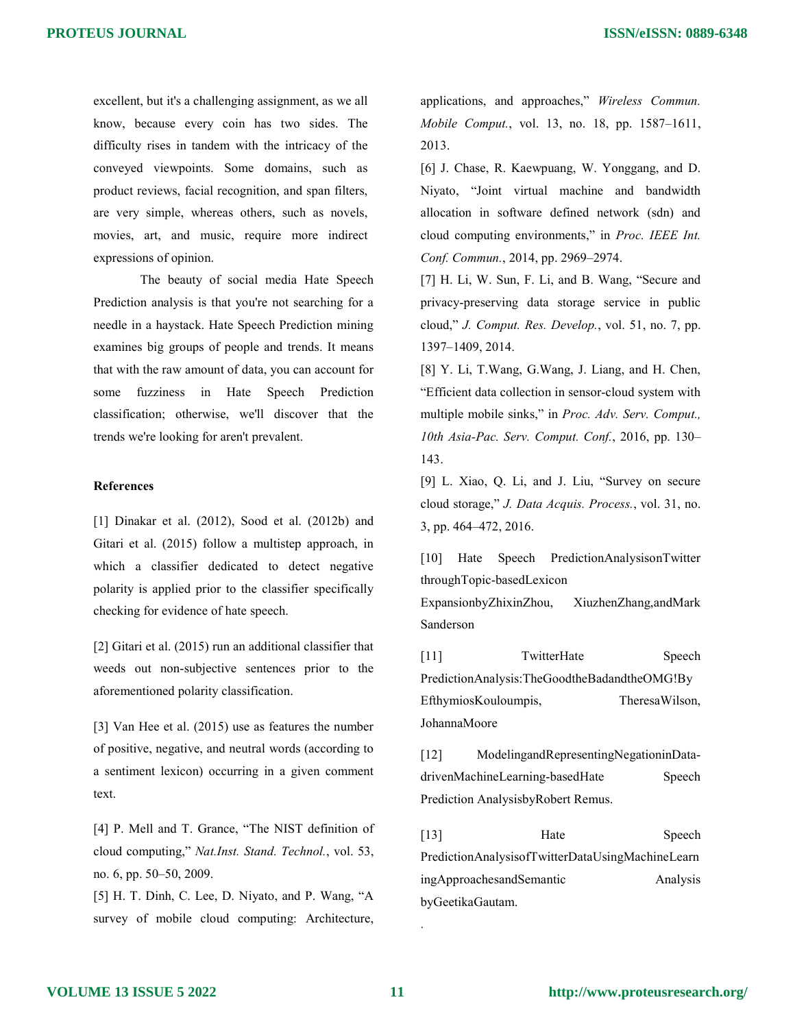excellent, but it's a challenging assignment, as we all know, because every coin has two sides. The difficulty rises in tandem with the intricacy of the conveyed viewpoints. Some domains, such as product reviews, facial recognition, and span filters, are very simple, whereas others, such as novels, movies, art, and music, require more indirect expressions of opinion.

The beauty of social media Hate Speech Prediction analysis is that you're not searching for a needle in a haystack. Hate Speech Prediction mining examines big groups of people and trends. It means that with the raw amount of data, you can account for some fuzziness in Hate Speech Prediction classification; otherwise, we'll discover that the trends we're looking for aren't prevalent.

**References**

[1] Dinakar et al. (2012), Sood et al. (2012b) and Gitari et al. (2015) follow a multistep approach, in which a classifier dedicated to detect negative polarity is applied prior to the classifier specifically checking for evidence of hate speech.

[2] Gitari et al. (2015) run an additional classifier that weeds out non-subjective sentences prior to the aforementioned polarity classification.

[3] Van Hee et al. (2015) use as features the number of positive, negative, and neutral words (according to a sentiment lexicon) occurring in a given comment text.

[4] P. Mell and T. Grance, "The NIST definition of cloud computing," *Nat.Inst. Stand. Technol.*, vol. 53, no. 6, pp. 50–50, 2009.

[5] H. T. Dinh, C. Lee, D. Niyato, and P. Wang, "A survey of mobile cloud computing: Architecture, applications, and approaches," *Wireless Commun. Mobile Comput.*, vol. 13, no. 18, pp. 1587–1611, 2013.

[6] J. Chase, R. Kaewpuang, W. Yonggang, and D. Niyato, "Joint virtual machine and bandwidth allocation in software defined network (sdn) and cloud computing environments," in *Proc. IEEE Int. Conf. Commun.*, 2014, pp. 2969–2974.

[7] H. Li, W. Sun, F. Li, and B. Wang, "Secure and privacy-preserving data storage service in public cloud," *J. Comput. Res. Develop.*, vol. 51, no. 7, pp. 1397–1409, 2014.

[8] Y. Li, T.Wang, G.Wang, J. Liang, and H. Chen, "Efficient data collection in sensor-cloud system with multiple mobile sinks," in *Proc. Adv. Serv. Comput., 10th Asia-Pac. Serv. Comput. Conf.*, 2016, pp. 130–143.

[9] L. Xiao, Q. Li, and J. Liu, "Survey on secure cloud storage," *J. Data Acquis. Process.*, vol. 31, no. 3, pp. 464–472, 2016.

[10] Hate Speech PredictionAnalysisonTwitter throughTopic-basedLexicon ExpansionbyZhixinZhou, XiuzhenZhang,andMark Sanderson

[11] TwitterHate Speech PredictionAnalysis:TheGoodtheBadandtheOMG!By EfthymiosKouloumpis, TheresaWilson, JohannaMoore

[12] ModelingandRepresentingNegationinData-drivenMachineLearning-basedHate Speech Prediction AnalysisbyRobert Remus.

[13] Hate Speech PredictionAnalysisofTwitterDataUsingMachineLearningApproachesandSemantic Analysis byGeetikaGautam.